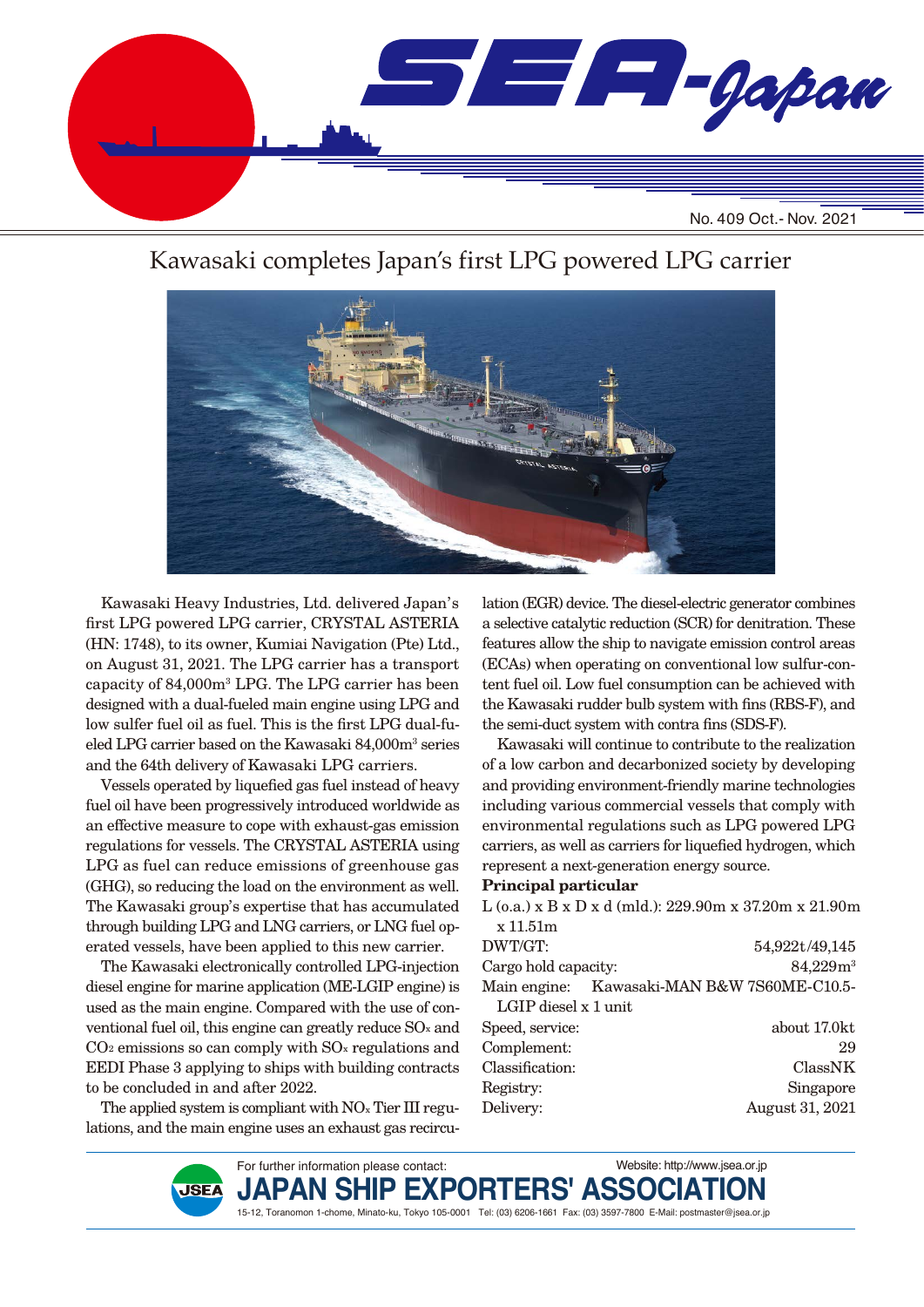# SEA-Japan

No. 409 Oct.- Nov. 2021

## Kawasaki completes Japan's first LPG powered LPG carrier

Kawasaki Heavy Industries, Ltd. delivered Japan's first LPG powered LPG carrier, CRYSTAL ASTERIA (HN: 1748), to its owner, Kumiai Navigation (Pte) Ltd., on August 31, 2021. The LPG carrier has a transport capacity of 84,000m$^3$ LPG. The LPG carrier has been designed with a dual-fueled main engine using LPG and low sulfer fuel oil as fuel. This is the first LPG dual-fueled LPG carrier based on the Kawasaki 84,000m$^3$ series and the 64th delivery of Kawasaki LPG carriers.

Vessels operated by liquefied gas fuel instead of heavy fuel oil have been progressively introduced worldwide as an effective measure to cope with exhaust-gas emission regulations for vessels. The CRYSTAL ASTERIA using LPG as fuel can reduce emissions of greenhouse gas (GHG), so reducing the load on the environment as well. The Kawasaki group's expertise that has accumulated through building LPG and LNG carriers, or LNG fuel operated vessels, have been applied to this new carrier.

The Kawasaki electronically controlled LPG-injection diesel engine for marine application (ME-LGIP engine) is used as the main engine. Compared with the use of conventional fuel oil, this engine can greatly reduce $SO_x$ and $CO_2$ emissions so can comply with $SO_x$ regulations and EEDI Phase 3 applying to ships with building contracts to be concluded in and after 2022.

The applied system is compliant with $NO_x$ Tier III regulations, and the main engine uses an exhaust gas recirculation (EGR) device. The diesel-electric generator combines a selective catalytic reduction (SCR) for denitration. These features allow the ship to navigate emission control areas (ECAs) when operating on conventional low sulfur-content fuel oil. Low fuel consumption can be achieved with the Kawasaki rudder bulb system with fins (RBS-F), and the semi-duct system with contra fins (SDS-F).

Kawasaki will continue to contribute to the realization of a low carbon and decarbonized society by developing and providing environment-friendly marine technologies including various commercial vessels that comply with environmental regulations such as LPG powered LPG carriers, as well as carriers for liquefied hydrogen, which represent a next-generation energy source.

**Principal particular**

L (o.a.) x B x D x d (mld.): 229.90m x 37.20m x 21.90m x 11.51m

| | |
|---|---|
| DWT/GT: | 54,922t/49,145 |
| Cargo hold capacity: | 84,229m$^3$ |
| Main engine: | Kawasaki-MAN B&W 7S60ME-C10.5-LGIP diesel x 1 unit |
| Speed, service: | about 17.0kt |
| Complement: | 29 |
| Classification: | ClassNK |
| Registry: | Singapore |
| Delivery: | August 31, 2021 |

For further information please contact: Website: http://www.jsea.or.jp

**JAPAN SHIP EXPORTERS' ASSOCIATION**

15-12, Toranomon 1-chome, Minato-ku, Tokyo 105-0001 Tel: (03) 6206-1661 Fax: (03) 3597-7800 E-Mail: postmaster@jsea.or.jp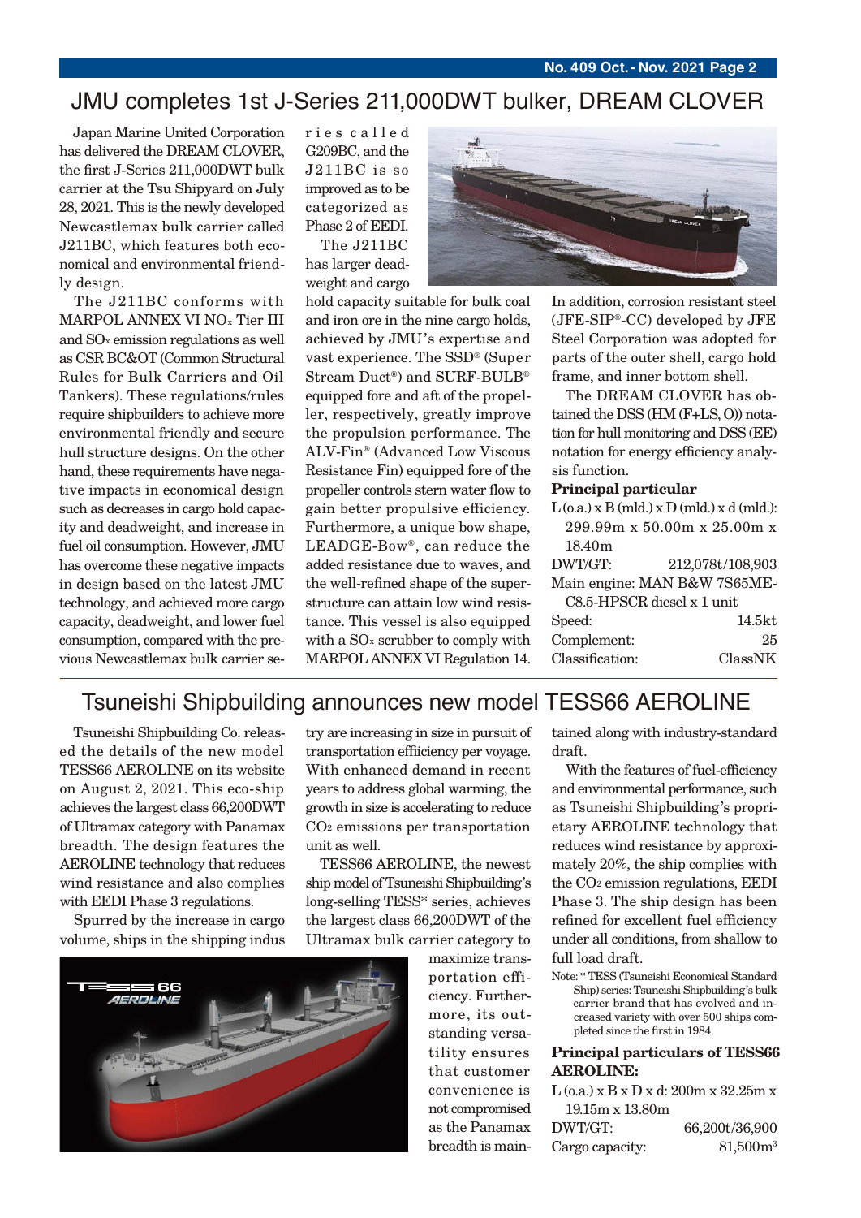## JMU completes 1st J-Series 211,000DWT bulker, DREAM CLOVER

Japan Marine United Corporation has delivered the DREAM CLOVER, the first J-Series 211,000DWT bulk carrier at the Tsu Shipyard on July 28, 2021. This is the newly developed Newcastlemax bulk carrier called J211BC, which features both economical and environmental friendly design.

The J211BC conforms with MARPOL ANNEX VI $NO_x$ Tier III and $SO_x$ emission regulations as well as CSR BC&OT (Common Structural Rules for Bulk Carriers and Oil Tankers). These regulations/rules require shipbuilders to achieve more environmental friendly and secure hull structure designs. On the other hand, these requirements have negative impacts in economical design such as decreases in cargo hold capacity and deadweight, and increase in fuel oil consumption. However, JMU has overcome these negative impacts in design based on the latest JMU technology, and achieved more cargo capacity, deadweight, and lower fuel consumption, compared with the previous Newcastlemax bulk carrier series called G209BC, and the J211BC is so improved as to be categorized as Phase 2 of EEDI.

The J211BC has larger deadweight and cargo hold capacity suitable for bulk coal and iron ore in the nine cargo holds, achieved by JMU's expertise and vast experience. The SSD® (Super Stream Duct®) and SURF-BULB® equipped fore and aft of the propeller, respectively, greatly improve the propulsion performance. The ALV-Fin® (Advanced Low Viscous Resistance Fin) equipped fore of the propeller controls stern water flow to gain better propulsive efficiency. Furthermore, a unique bow shape, LEADGE-Bow®, can reduce the added resistance due to waves, and the well-refined shape of the superstructure can attain low wind resistance. This vessel is also equipped with a $SO_x$ scrubber to comply with MARPOL ANNEX VI Regulation 14. In addition, corrosion resistant steel (JFE-SIP®-CC) developed by JFE Steel Corporation was adopted for parts of the outer shell, cargo hold frame, and inner bottom shell.

The DREAM CLOVER has obtained the DSS (HM (F+LS, O)) notation for hull monitoring and DSS (EE) notation for energy efficiency analysis function.

**Principal particular**

L (o.a.) x B (mld.) x D (mld.) x d (mld.): 299.99m x 50.00m x 25.00m x 18.40m
DWT/GT: 212,078t/108,903
Main engine: MAN B&W 7S65ME-C8.5-HPSCR diesel x 1 unit
Speed: 14.5kt
Complement: 25
Classification: ClassNK

## Tsuneishi Shipbuilding announces new model TESS66 AEROLINE

Tsuneishi Shipbuilding Co. released the details of the new model TESS66 AEROLINE on its website on August 2, 2021. This eco-ship achieves the largest class 66,200DWT of Ultramax category with Panamax breadth. The design features the AEROLINE technology that reduces wind resistance and also complies with EEDI Phase 3 regulations.

Spurred by the increase in cargo volume, ships in the shipping industry are increasing in size in pursuit of transportation effiiciency per voyage. With enhanced demand in recent years to address global warming, the growth in size is accelerating to reduce $CO_2$ emissions per transportation unit as well.

TESS66 AEROLINE, the newest ship model of Tsuneishi Shipbuilding's long-selling TESS* series, achieves the largest class 66,200DWT of the Ultramax bulk carrier category to maximize transportation efficiency. Furthermore, its outstanding versatility ensures that customer convenience is not compromised as the Panamax breadth is maintained along with industry-standard draft.

With the features of fuel-efficiency and environmental performance, such as Tsuneishi Shipbuilding's proprietary AEROLINE technology that reduces wind resistance by approximately 20%, the ship complies with the $CO_2$ emission regulations, EEDI Phase 3. The ship design has been refined for excellent fuel efficiency under all conditions, from shallow to full load draft.

Note: * TESS (Tsuneishi Economical Standard Ship) series: Tsuneishi Shipbuilding's bulk carrier brand that has evolved and increased variety with over 500 ships completed since the first in 1984.

**Principal particulars of TESS66 AEROLINE:**

L (o.a.) x B x D x d: 200m x 32.25m x 19.15m x 13.80m
DWT/GT: 66,200t/36,900
Cargo capacity: 81,500m³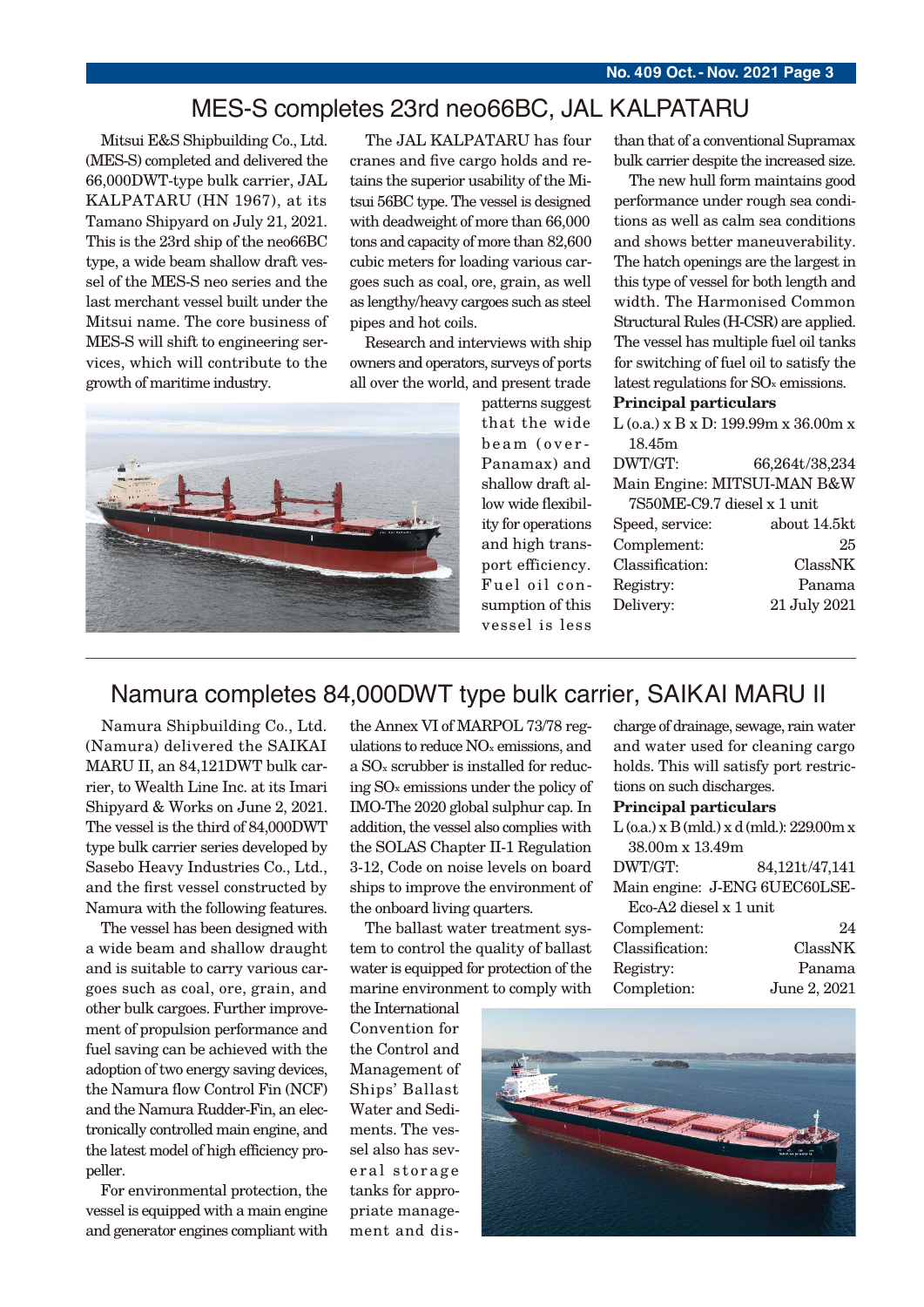## MES-S completes 23rd neo66BC, JAL KALPATARU

Mitsui E&S Shipbuilding Co., Ltd. (MES-S) completed and delivered the 66,000DWT-type bulk carrier, JAL KALPATARU (HN 1967), at its Tamano Shipyard on July 21, 2021. This is the 23rd ship of the neo66BC type, a wide beam shallow draft vessel of the MES-S neo series and the last merchant vessel built under the Mitsui name. The core business of MES-S will shift to engineering services, which will contribute to the growth of maritime industry.

The JAL KALPATARU has four cranes and five cargo holds and retains the superior usability of the Mitsui 56BC type. The vessel is designed with deadweight of more than 66,000 tons and capacity of more than 82,600 cubic meters for loading various cargoes such as coal, ore, grain, as well as lengthy/heavy cargoes such as steel pipes and hot coils.

Research and interviews with ship owners and operators, surveys of ports all over the world, and present trade patterns suggest that the wide beam (over-Panamax) and shallow draft allow wide flexibility for operations and high transport efficiency. Fuel oil consumption of this vessel is less than that of a conventional Supramax bulk carrier despite the increased size.

The new hull form maintains good performance under rough sea conditions as well as calm sea conditions and shows better maneuverability. The hatch openings are the largest in this type of vessel for both length and width. The Harmonised Common Structural Rules (H-CSR) are applied. The vessel has multiple fuel oil tanks for switching of fuel oil to satisfy the latest regulations for $SO_x$ emissions.

**Principal particulars**

L (o.a.) x B x D: 199.99m x 36.00m x 18.45m

| | |
|---|---|
| DWT/GT: | 66,264t/38,234 |
| Main Engine: | MITSUI-MAN B&W 7S50ME-C9.7 diesel x 1 unit |
| Speed, service: | about 14.5kt |
| Complement: | 25 |
| Classification: | ClassNK |
| Registry: | Panama |
| Delivery: | 21 July 2021 |

## Namura completes 84,000DWT type bulk carrier, SAIKAI MARU II

Namura Shipbuilding Co., Ltd. (Namura) delivered the SAIKAI MARU II, an 84,121DWT bulk carrier, to Wealth Line Inc. at its Imari Shipyard & Works on June 2, 2021. The vessel is the third of 84,000DWT type bulk carrier series developed by Sasebo Heavy Industries Co., Ltd., and the first vessel constructed by Namura with the following features.

The vessel has been designed with a wide beam and shallow draught and is suitable to carry various cargoes such as coal, ore, grain, and other bulk cargoes. Further improvement of propulsion performance and fuel saving can be achieved with the adoption of two energy saving devices, the Namura flow Control Fin (NCF) and the Namura Rudder-Fin, an electronically controlled main engine, and the latest model of high efficiency propeller.

For environmental protection, the vessel is equipped with a main engine and generator engines compliant with the Annex VI of MARPOL 73/78 regulations to reduce $NO_x$ emissions, and a $SO_x$ scrubber is installed for reducing $SO_x$ emissions under the policy of IMO-The 2020 global sulphur cap. In addition, the vessel also complies with the SOLAS Chapter II-1 Regulation 3-12, Code on noise levels on board ships to improve the environment of the onboard living quarters.

The ballast water treatment system to control the quality of ballast water is equipped for protection of the marine environment to comply with the International Convention for the Control and Management of Ships' Ballast Water and Sediments. The vessel also has several storage tanks for appropriate management and discharge of drainage, sewage, rain water and water used for cleaning cargo holds. This will satisfy port restrictions on such discharges.

**Principal particulars**

L (o.a.) x B (mld.) x d (mld.): 229.00m x 38.00m x 13.49m

| | |
|---|---|
| DWT/GT: | 84,121t/47,141 |
| Main engine: | J-ENG 6UEC60LSE-Eco-A2 diesel x 1 unit |
| Complement: | 24 |
| Classification: | ClassNK |
| Registry: | Panama |
| Completion: | June 2, 2021 |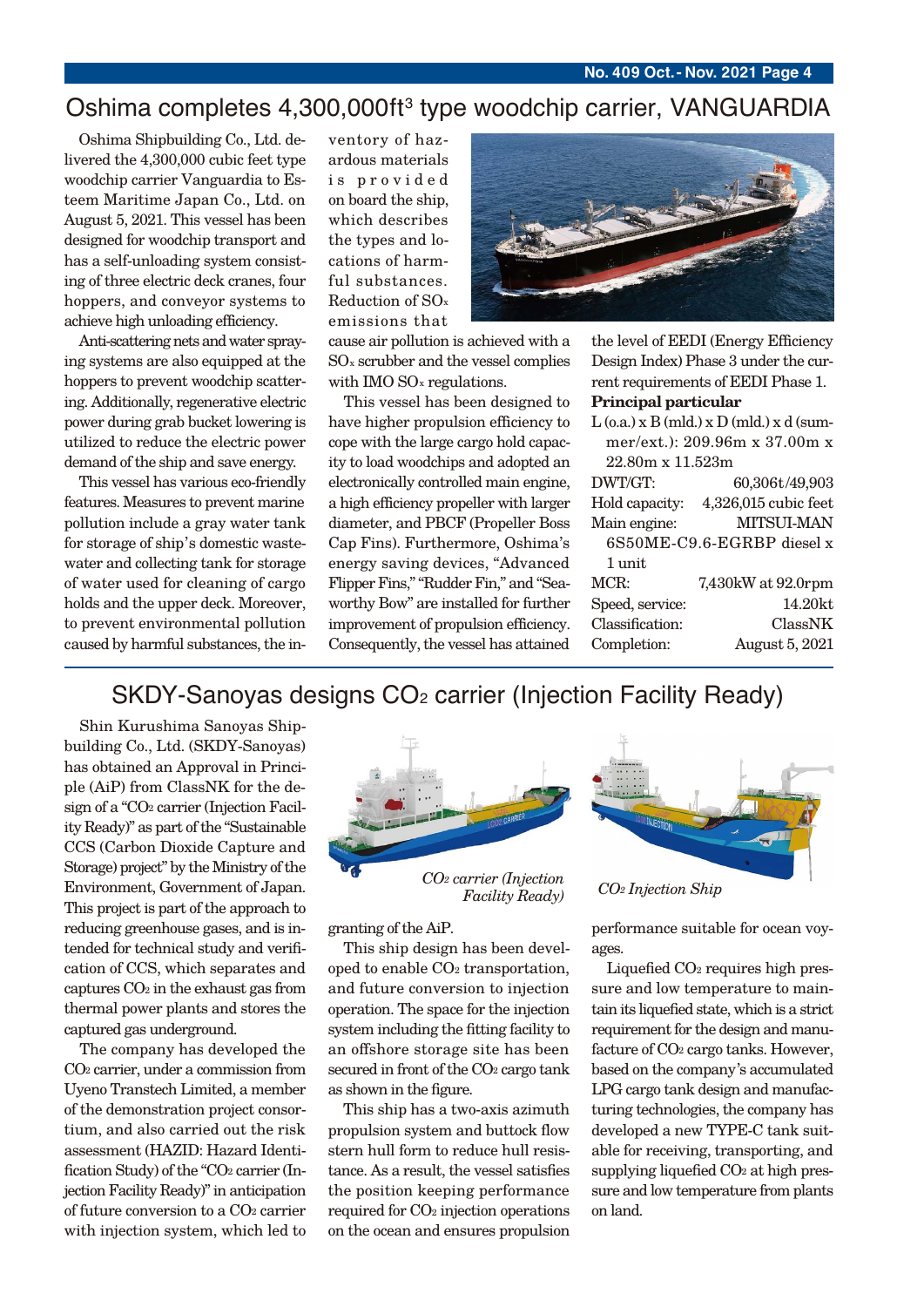## Oshima completes 4,300,000ft³ type woodchip carrier, VANGUARDIA

Oshima Shipbuilding Co., Ltd. delivered the 4,300,000 cubic feet type woodchip carrier Vanguardia to Esteem Maritime Japan Co., Ltd. on August 5, 2021. This vessel has been designed for woodchip transport and has a self-unloading system consisting of three electric deck cranes, four hoppers, and conveyor systems to achieve high unloading efficiency.

Anti-scattering nets and water spraying systems are also equipped at the hoppers to prevent woodchip scattering. Additionally, regenerative electric power during grab bucket lowering is utilized to reduce the electric power demand of the ship and save energy.

This vessel has various eco-friendly features. Measures to prevent marine pollution include a gray water tank for storage of ship's domestic wastewater and collecting tank for storage of water used for cleaning of cargo holds and the upper deck. Moreover, to prevent environmental pollution caused by harmful substances, the inventory of hazardous materials is provided on board the ship, which describes the types and locations of harmful substances. Reduction of $SO_x$ emissions that cause air pollution is achieved with a $SO_x$ scrubber and the vessel complies with IMO $SO_x$ regulations.

This vessel has been designed to have higher propulsion efficiency to cope with the large cargo hold capacity to load woodchips and adopted an electronically controlled main engine, a high efficiency propeller with larger diameter, and PBCF (Propeller Boss Cap Fins). Furthermore, Oshima's energy saving devices, "Advanced Flipper Fins," "Rudder Fin," and "Seaworthy Bow" are installed for further improvement of propulsion efficiency. Consequently, the vessel has attained the level of EEDI (Energy Efficiency Design Index) Phase 3 under the current requirements of EEDI Phase 1.

**Principal particular**

L (o.a.) x B (mld.) x D (mld.) x d (summer/ext.): 209.96m x 37.00m x 22.80m x 11.523m
DWT/GT: 60,306t/49,903
Hold capacity: 4,326,015 cubic feet
Main engine: MITSUI-MAN 6S50ME-C9.6-EGRBP diesel x 1 unit
MCR: 7,430kW at 92.0rpm
Speed, service: 14.20kt
Classification: ClassNK
Completion: August 5, 2021

## SKDY-Sanoyas designs $CO_2$ carrier (Injection Facility Ready)

Shin Kurushima Sanoyas Shipbuilding Co., Ltd. (SKDY-Sanoyas) has obtained an Approval in Principle (AiP) from ClassNK for the design of a "$CO_2$ carrier (Injection Facility Ready)" as part of the "Sustainable CCS (Carbon Dioxide Capture and Storage) project" by the Ministry of the Environment, Government of Japan. This project is part of the approach to reducing greenhouse gases, and is intended for technical study and verification of CCS, which separates and captures $CO_2$ in the exhaust gas from thermal power plants and stores the captured gas underground.

The company has developed the $CO_2$ carrier, under a commission from Uyeno Transtech Limited, a member of the demonstration project consortium, and also carried out the risk assessment (HAZID: Hazard Identification Study) of the "$CO_2$ carrier (Injection Facility Ready)" in anticipation of future conversion to a $CO_2$ carrier with injection system, which led to granting of the AiP.

*$CO_2$ carrier (Injection Facility Ready)*

*$CO_2$ Injection Ship*

This ship design has been developed to enable $CO_2$ transportation, and future conversion to injection operation. The space for the injection system including the fitting facility to an offshore storage site has been secured in front of the $CO_2$ cargo tank as shown in the figure.

This ship has a two-axis azimuth propulsion system and buttock flow stern hull form to reduce hull resistance. As a result, the vessel satisfies the position keeping performance required for $CO_2$ injection operations on the ocean and ensures propulsion performance suitable for ocean voyages.

Liquefied $CO_2$ requires high pressure and low temperature to maintain its liquefied state, which is a strict requirement for the design and manufacture of $CO_2$ cargo tanks. However, based on the company's accumulated LPG cargo tank design and manufacturing technologies, the company has developed a new TYPE-C tank suitable for receiving, transporting, and supplying liquefied $CO_2$ at high pressure and low temperature from plants on land.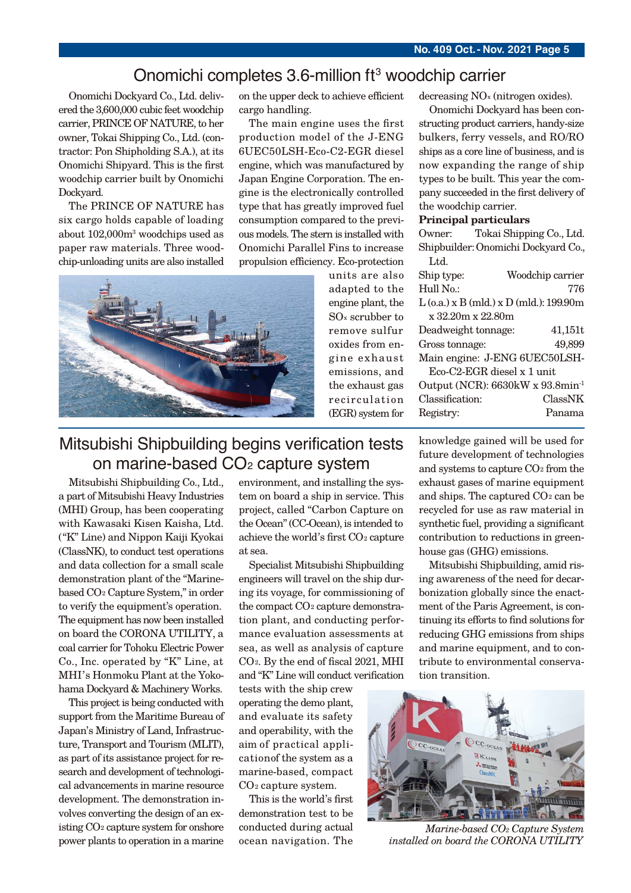## Onomichi completes 3.6-million $ft^3$ woodchip carrier

Onomichi Dockyard Co., Ltd. delivered the 3,600,000 cubic feet woodchip carrier, PRINCE OF NATURE, to her owner, Tokai Shipping Co., Ltd. (contractor: Pon Shipholding S.A.), at its Onomichi Shipyard. This is the first woodchip carrier built by Onomichi Dockyard.

The PRINCE OF NATURE has six cargo holds capable of loading about $102{,}000m^3$ woodchips used as paper raw materials. Three woodchip-unloading units are also installed on the upper deck to achieve efficient cargo handling.

The main engine uses the first production model of the J-ENG 6UEC50LSH-Eco-C2-EGR diesel engine, which was manufactured by Japan Engine Corporation. The engine is the electronically controlled type that has greatly improved fuel consumption compared to the previous models. The stern is installed with Onomichi Parallel Fins to increase propulsion efficiency. Eco-protection units are also adapted to the engine plant, the $SO_x$ scrubber to remove sulfur oxides from engine exhaust emissions, and the exhaust gas recirculation (EGR) system for decreasing $NO_x$ (nitrogen oxides).

Onomichi Dockyard has been constructing product carriers, handy-size bulkers, ferry vessels, and RO/RO ships as a core line of business, and is now expanding the range of ship types to be built. This year the company succeeded in the first delivery of the woodchip carrier.

**Principal particulars**

Owner: Tokai Shipping Co., Ltd.
Shipbuilder: Onomichi Dockyard Co., Ltd.
Ship type: Woodchip carrier
Hull No.: 776
L (o.a.) x B (mld.) x D (mld.): 199.90m x 32.20m x 22.80m
Deadweight tonnage: 41,151t
Gross tonnage: 49,899
Main engine: J-ENG 6UEC50LSH-Eco-C2-EGR diesel x 1 unit
Output (NCR): 6630kW x $93.8min^{-1}$
Classification: ClassNK
Registry: Panama

## Mitsubishi Shipbuilding begins verification tests on marine-based $CO_2$ capture system

Mitsubishi Shipbuilding Co., Ltd., a part of Mitsubishi Heavy Industries (MHI) Group, has been cooperating with Kawasaki Kisen Kaisha, Ltd. ("K" Line) and Nippon Kaiji Kyokai (ClassNK), to conduct test operations and data collection for a small scale demonstration plant of the "Marine-based $CO_2$ Capture System," in order to verify the equipment's operation. The equipment has now been installed on board the CORONA UTILITY, a coal carrier for Tohoku Electric Power Co., Inc. operated by "K" Line, at MHI's Honmoku Plant at the Yokohama Dockyard & Machinery Works.

This project is being conducted with support from the Maritime Bureau of Japan's Ministry of Land, Infrastructure, Transport and Tourism (MLIT), as part of its assistance project for research and development of technological advancements in marine resource development. The demonstration involves converting the design of an existing $CO_2$ capture system for onshore power plants to operation in a marine environment, and installing the system on board a ship in service. This project, called "Carbon Capture on the Ocean" (CC-Ocean), is intended to achieve the world's first $CO_2$ capture at sea.

Specialist Mitsubishi Shipbuilding engineers will travel on the ship during its voyage, for commissioning of the compact $CO_2$ capture demonstration plant, and conducting performance evaluation assessments at sea, as well as analysis of capture $CO_2$. By the end of fiscal 2021, MHI and "K" Line will conduct verification tests with the ship crew operating the demo plant, and evaluate its safety and operability, with the aim of practical applicationof the system as a marine-based, compact $CO_2$ capture system.

This is the world's first demonstration test to be conducted during actual ocean navigation. The knowledge gained will be used for future development of technologies and systems to capture $CO_2$ from the exhaust gases of marine equipment and ships. The captured $CO_2$ can be recycled for use as raw material in synthetic fuel, providing a significant contribution to reductions in greenhouse gas (GHG) emissions.

Mitsubishi Shipbuilding, amid rising awareness of the need for decarbonization globally since the enactment of the Paris Agreement, is continuing its efforts to find solutions for reducing GHG emissions from ships and marine equipment, and to contribute to environmental conservation transition.

*Marine-based $CO_2$ Capture System installed on board the CORONA UTILITY*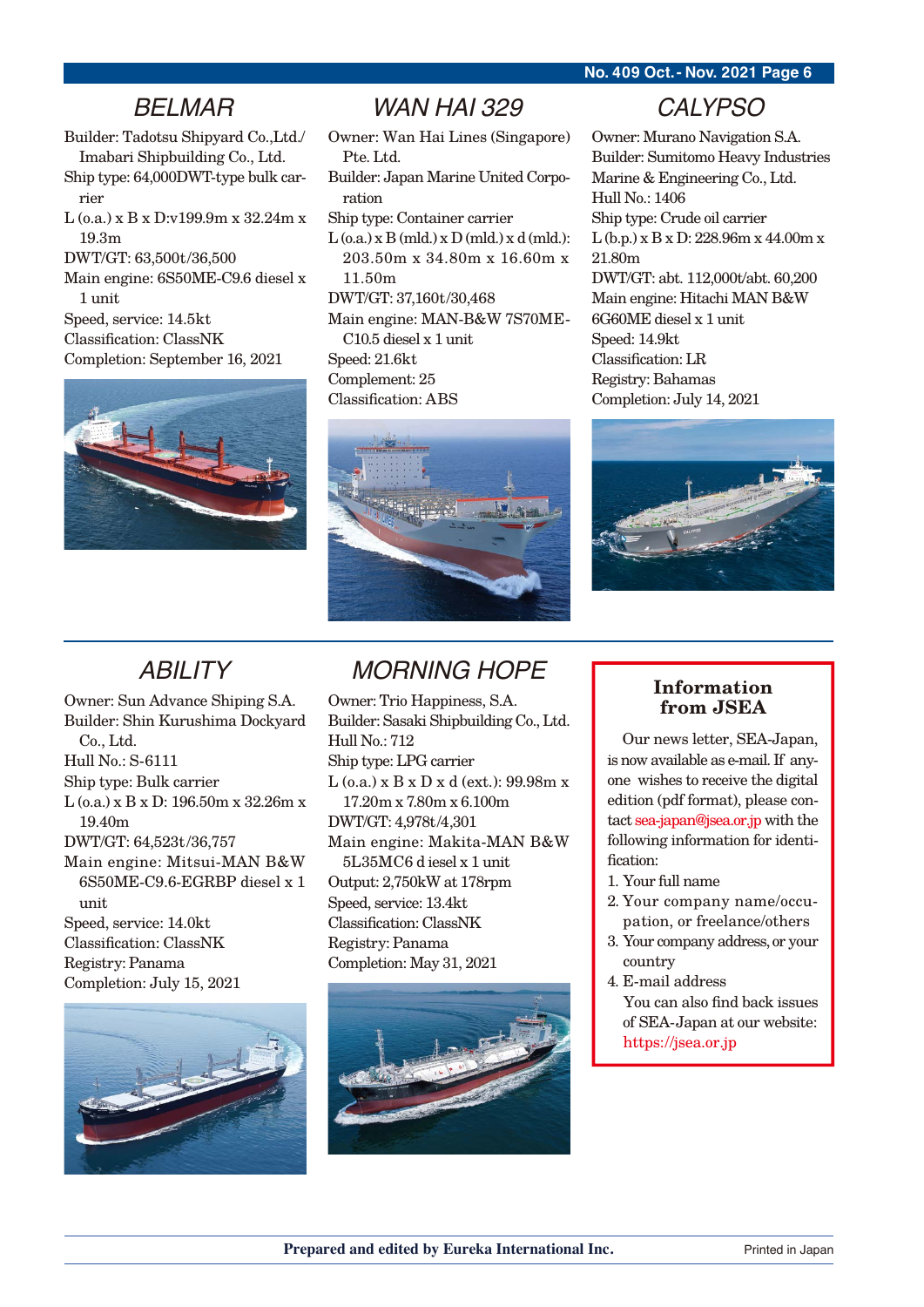## *BELMAR*

Builder: Tadotsu Shipyard Co.,Ltd./ Imabari Shipbuilding Co., Ltd.
Ship type: 64,000DWT-type bulk carrier
L (o.a.) x B x D:v199.9m x 32.24m x 19.3m
DWT/GT: 63,500t/36,500
Main engine: 6S50ME-C9.6 diesel x 1 unit
Speed, service: 14.5kt
Classification: ClassNK
Completion: September 16, 2021

## *WAN HAI 329*

Owner: Wan Hai Lines (Singapore) Pte. Ltd.
Builder: Japan Marine United Corporation
Ship type: Container carrier
L (o.a.) x B (mld.) x D (mld.) x d (mld.): 203.50m x 34.80m x 16.60m x 11.50m
DWT/GT: 37,160t/30,468
Main engine: MAN-B&W 7S70ME-C10.5 diesel x 1 unit
Speed: 21.6kt
Complement: 25
Classification: ABS

## *CALYPSO*

Owner: Murano Navigation S.A.
Builder: Sumitomo Heavy Industries Marine & Engineering Co., Ltd.
Hull No.: 1406
Ship type: Crude oil carrier
L (b.p.) x B x D: 228.96m x 44.00m x 21.80m
DWT/GT: abt. 112,000t/abt. 60,200
Main engine: Hitachi MAN B&W 6G60ME diesel x 1 unit
Speed: 14.9kt
Classification: LR
Registry: Bahamas
Completion: July 14, 2021

## *ABILITY*

Owner: Sun Advance Shiping S.A.
Builder: Shin Kurushima Dockyard Co., Ltd.
Hull No.: S-6111
Ship type: Bulk carrier
L (o.a.) x B x D: 196.50m x 32.26m x 19.40m
DWT/GT: 64,523t/36,757
Main engine: Mitsui-MAN B&W 6S50ME-C9.6-EGRBP diesel x 1 unit
Speed, service: 14.0kt
Classification: ClassNK
Registry: Panama
Completion: July 15, 2021

## *MORNING HOPE*

Owner: Trio Happiness, S.A.
Builder: Sasaki Shipbuilding Co., Ltd.
Hull No.: 712
Ship type: LPG carrier
L (o.a.) x B x D x d (ext.): 99.98m x 17.20m x 7.80m x 6.100m
DWT/GT: 4,978t/4,301
Main engine: Makita-MAN B&W 5L35MC6 d iesel x 1 unit
Output: 2,750kW at 178rpm
Speed, service: 13.4kt
Classification: ClassNK
Registry: Panama
Completion: May 31, 2021

## Information from JSEA

Our news letter, SEA-Japan, is now available as e-mail. If anyone wishes to receive the digital edition (pdf format), please contact sea-japan@jsea.or.jp with the following information for identification:

1. Your full name
2. Your company name/occupation, or freelance/others
3. Your company address, or your country
4. E-mail address

You can also find back issues of SEA-Japan at our website: https://jsea.or.jp

**Prepared and edited by Eureka International Inc.** Printed in Japan